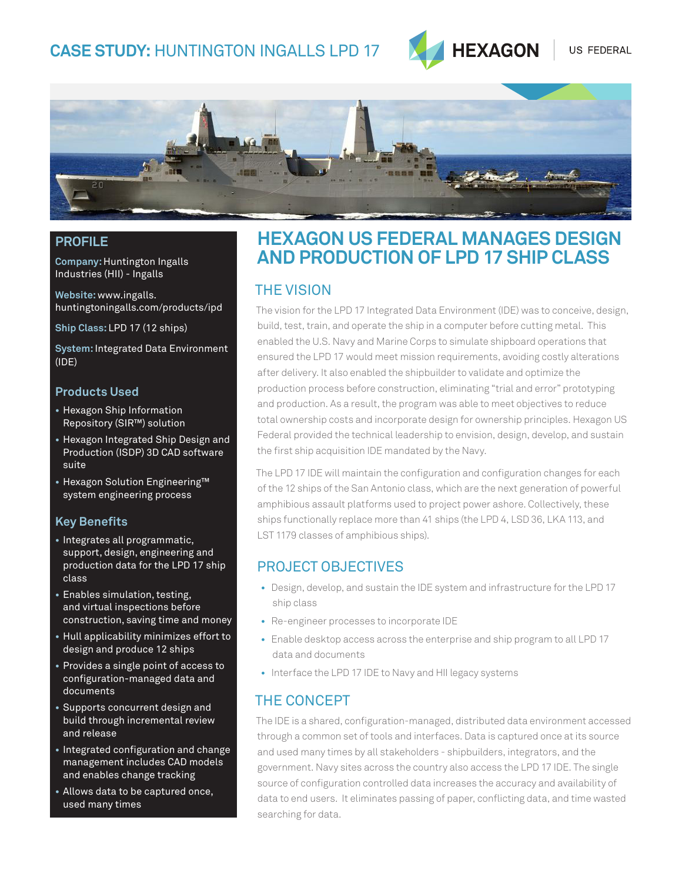# CASE STUDY: HUNTINGTON INGALLS LPD 17

HEXAGON | US FEDERAL

## PROFILE

**Company:** Huntington Ingalls Industries (HII) - Ingalls

**Website:** www.ingalls.huntingtoningalls.com/products/ipd

**Ship Class:** LPD 17 (12 ships)

**System:** Integrated Data Environment (IDE)

### Products Used

- Hexagon Ship Information Repository (SIR™) solution
- Hexagon Integrated Ship Design and Production (ISDP) 3D CAD software suite
- Hexagon Solution Engineering™ system engineering process

### Key Benefits

- Integrates all programmatic, support, design, engineering and production data for the LPD 17 ship class
- Enables simulation, testing, and virtual inspections before construction, saving time and money
- Hull applicability minimizes effort to design and produce 12 ships
- Provides a single point of access to configuration-managed data and documents
- Supports concurrent design and build through incremental review and release
- Integrated configuration and change management includes CAD models and enables change tracking
- Allows data to be captured once, used many times

# HEXAGON US FEDERAL MANAGES DESIGN AND PRODUCTION OF LPD 17 SHIP CLASS

## THE VISION

The vision for the LPD 17 Integrated Data Environment (IDE) was to conceive, design, build, test, train, and operate the ship in a computer before cutting metal. This enabled the U.S. Navy and Marine Corps to simulate shipboard operations that ensured the LPD 17 would meet mission requirements, avoiding costly alterations after delivery. It also enabled the shipbuilder to validate and optimize the production process before construction, eliminating "trial and error" prototyping and production. As a result, the program was able to meet objectives to reduce total ownership costs and incorporate design for ownership principles. Hexagon US Federal provided the technical leadership to envision, design, develop, and sustain the first ship acquisition IDE mandated by the Navy.

The LPD 17 IDE will maintain the configuration and configuration changes for each of the 12 ships of the San Antonio class, which are the next generation of powerful amphibious assault platforms used to project power ashore. Collectively, these ships functionally replace more than 41 ships (the LPD 4, LSD 36, LKA 113, and LST 1179 classes of amphibious ships).

## PROJECT OBJECTIVES

- Design, develop, and sustain the IDE system and infrastructure for the LPD 17 ship class
- Re-engineer processes to incorporate IDE
- Enable desktop access across the enterprise and ship program to all LPD 17 data and documents
- Interface the LPD 17 IDE to Navy and HII legacy systems

## THE CONCEPT

The IDE is a shared, configuration-managed, distributed data environment accessed through a common set of tools and interfaces. Data is captured once at its source and used many times by all stakeholders - shipbuilders, integrators, and the government. Navy sites across the country also access the LPD 17 IDE. The single source of configuration controlled data increases the accuracy and availability of data to end users. It eliminates passing of paper, conflicting data, and time wasted searching for data.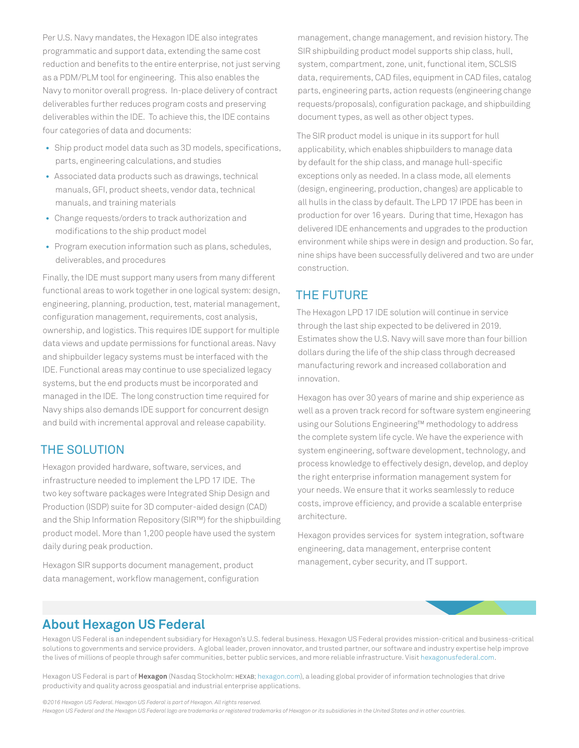Per U.S. Navy mandates, the Hexagon IDE also integrates programmatic and support data, extending the same cost reduction and benefits to the entire enterprise, not just serving as a PDM/PLM tool for engineering. This also enables the Navy to monitor overall progress. In-place delivery of contract deliverables further reduces program costs and preserving deliverables within the IDE. To achieve this, the IDE contains four categories of data and documents:

- Ship product model data such as 3D models, specifications, parts, engineering calculations, and studies
- Associated data products such as drawings, technical manuals, GFI, product sheets, vendor data, technical manuals, and training materials
- Change requests/orders to track authorization and modifications to the ship product model
- Program execution information such as plans, schedules, deliverables, and procedures

Finally, the IDE must support many users from many different functional areas to work together in one logical system: design, engineering, planning, production, test, material management, configuration management, requirements, cost analysis, ownership, and logistics. This requires IDE support for multiple data views and update permissions for functional areas. Navy and shipbuilder legacy systems must be interfaced with the IDE. Functional areas may continue to use specialized legacy systems, but the end products must be incorporated and managed in the IDE. The long construction time required for Navy ships also demands IDE support for concurrent design and build with incremental approval and release capability.

## THE SOLUTION

Hexagon provided hardware, software, services, and infrastructure needed to implement the LPD 17 IDE. The two key software packages were Integrated Ship Design and Production (ISDP) suite for 3D computer-aided design (CAD) and the Ship Information Repository (SIR™) for the shipbuilding product model. More than 1,200 people have used the system daily during peak production.

Hexagon SIR supports document management, product data management, workflow management, configuration management, change management, and revision history. The SIR shipbuilding product model supports ship class, hull, system, compartment, zone, unit, functional item, SCLSIS data, requirements, CAD files, equipment in CAD files, catalog parts, engineering parts, action requests (engineering change requests/proposals), configuration package, and shipbuilding document types, as well as other object types.

The SIR product model is unique in its support for hull applicability, which enables shipbuilders to manage data by default for the ship class, and manage hull-specific exceptions only as needed. In a class mode, all elements (design, engineering, production, changes) are applicable to all hulls in the class by default. The LPD 17 IPDE has been in production for over 16 years. During that time, Hexagon has delivered IDE enhancements and upgrades to the production environment while ships were in design and production. So far, nine ships have been successfully delivered and two are under construction.

## THE FUTURE

The Hexagon LPD 17 IDE solution will continue in service through the last ship expected to be delivered in 2019. Estimates show the U.S. Navy will save more than four billion dollars during the life of the ship class through decreased manufacturing rework and increased collaboration and innovation.

Hexagon has over 30 years of marine and ship experience as well as a proven track record for software system engineering using our Solutions Engineering™ methodology to address the complete system life cycle. We have the experience with system engineering, software development, technology, and process knowledge to effectively design, develop, and deploy the right enterprise information management system for your needs. We ensure that it works seamlessly to reduce costs, improve efficiency, and provide a scalable enterprise architecture.

Hexagon provides services for system integration, software engineering, data management, enterprise content management, cyber security, and IT support.

## About Hexagon US Federal

Hexagon US Federal is an independent subsidiary for Hexagon's U.S. federal business. Hexagon US Federal provides mission-critical and business-critical solutions to governments and service providers. A global leader, proven innovator, and trusted partner, our software and industry expertise help improve the lives of millions of people through safer communities, better public services, and more reliable infrastructure. Visit hexagonusfederal.com.

Hexagon US Federal is part of **Hexagon** (Nasdaq Stockholm: HEXAB; hexagon.com), a leading global provider of information technologies that drive productivity and quality across geospatial and industrial enterprise applications.

*©2016 Hexagon US Federal. Hexagon US Federal is part of Hexagon. All rights reserved.*
*Hexagon US Federal and the Hexagon US Federal logo are trademarks or registered trademarks of Hexagon or its subsidiaries in the United States and in other countries.*